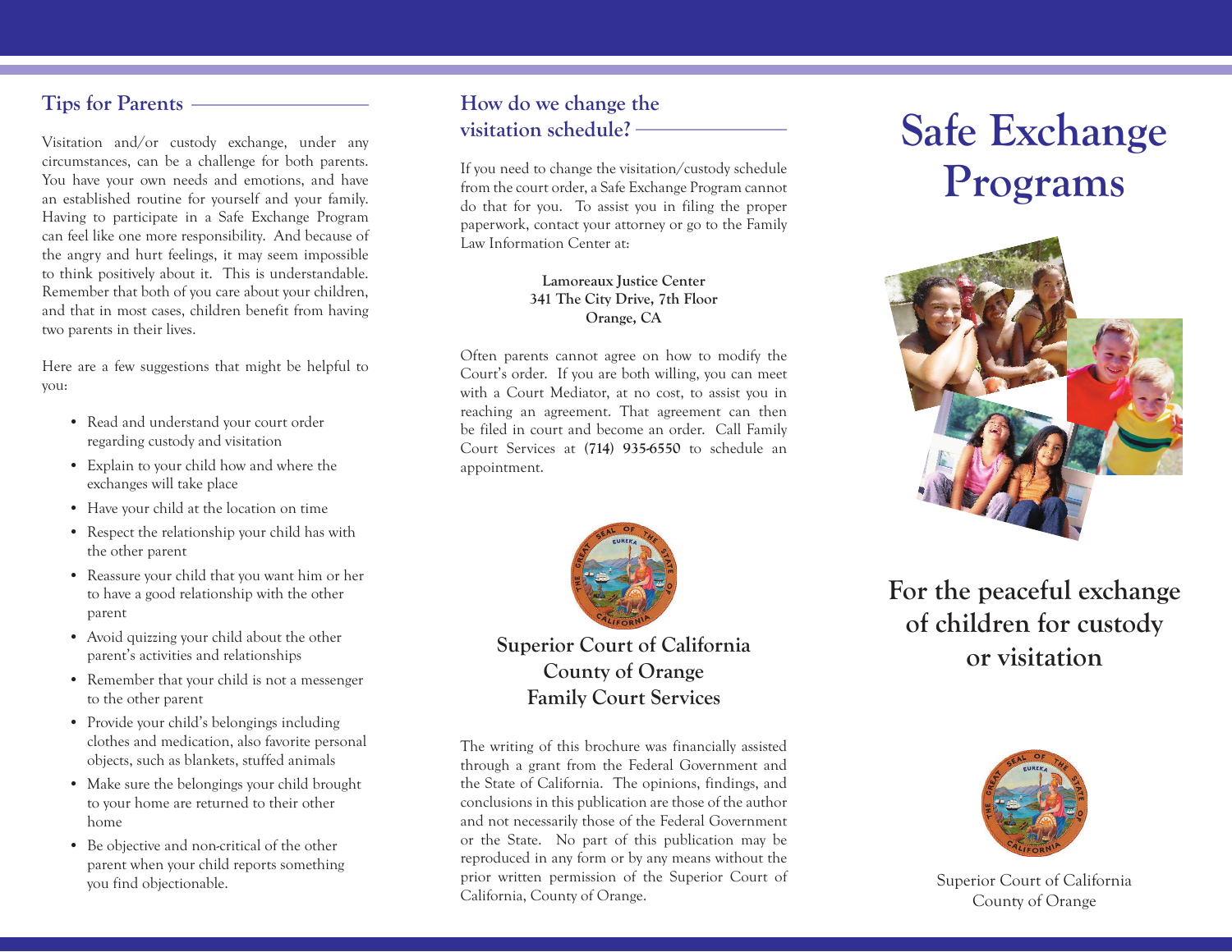## Tips for Parents

Visitation and/or custody exchange, under any circumstances, can be a challenge for both parents. You have your own needs and emotions, and have an established routine for yourself and your family. Having to participate in a Safe Exchange Program can feel like one more responsibility. And because of the angry and hurt feelings, it may seem impossible to think positively about it. This is understandable. Remember that both of you care about your children, and that in most cases, children benefit from having two parents in their lives.

Here are a few suggestions that might be helpful to you:

- Read and understand your court order regarding custody and visitation
- Explain to your child how and where the exchanges will take place
- Have your child at the location on time
- Respect the relationship your child has with the other parent
- Reassure your child that you want him or her to have a good relationship with the other parent
- Avoid quizzing your child about the other parent's activities and relationships
- Remember that your child is not a messenger to the other parent
- Provide your child's belongings including clothes and medication, also favorite personal objects, such as blankets, stuffed animals
- Make sure the belongings your child brought to your home are returned to their other home
- Be objective and non-critical of the other parent when your child reports something you find objectionable.

## How do we change the visitation schedule?

If you need to change the visitation/custody schedule from the court order, a Safe Exchange Program cannot do that for you. To assist you in filing the proper paperwork, contact your attorney or go to the Family Law Information Center at:

**Lamoreaux Justice Center**
**341 The City Drive, 7th Floor**
**Orange, CA**

Often parents cannot agree on how to modify the Court's order. If you are both willing, you can meet with a Court Mediator, at no cost, to assist you in reaching an agreement. That agreement can then be filed in court and become an order. Call Family Court Services at **(714) 935-6550** to schedule an appointment.

**Superior Court of California**
**County of Orange**
**Family Court Services**

The writing of this brochure was financially assisted through a grant from the Federal Government and the State of California. The opinions, findings, and conclusions in this publication are those of the author and not necessarily those of the Federal Government or the State. No part of this publication may be reproduced in any form or by any means without the prior written permission of the Superior Court of California, County of Orange.

# Safe Exchange Programs

## For the peaceful exchange of children for custody or visitation

Superior Court of California
County of Orange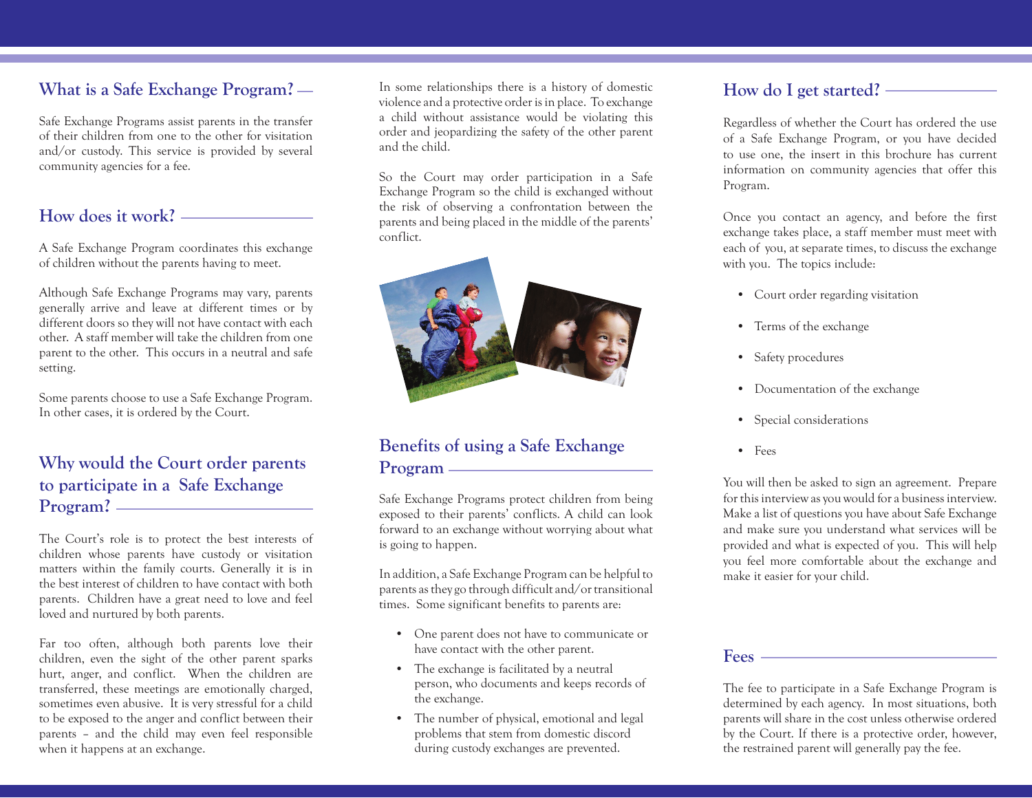## What is a Safe Exchange Program?

Safe Exchange Programs assist parents in the transfer of their children from one to the other for visitation and/or custody. This service is provided by several community agencies for a fee.

## How does it work?

A Safe Exchange Program coordinates this exchange of children without the parents having to meet.

Although Safe Exchange Programs may vary, parents generally arrive and leave at different times or by different doors so they will not have contact with each other. A staff member will take the children from one parent to the other. This occurs in a neutral and safe setting.

Some parents choose to use a Safe Exchange Program. In other cases, it is ordered by the Court.

## Why would the Court order parents to participate in a Safe Exchange Program?

The Court's role is to protect the best interests of children whose parents have custody or visitation matters within the family courts. Generally it is in the best interest of children to have contact with both parents. Children have a great need to love and feel loved and nurtured by both parents.

Far too often, although both parents love their children, even the sight of the other parent sparks hurt, anger, and conflict. When the children are transferred, these meetings are emotionally charged, sometimes even abusive. It is very stressful for a child to be exposed to the anger and conflict between their parents – and the child may even feel responsible when it happens at an exchange.

In some relationships there is a history of domestic violence and a protective order is in place. To exchange a child without assistance would be violating this order and jeopardizing the safety of the other parent and the child.

So the Court may order participation in a Safe Exchange Program so the child is exchanged without the risk of observing a confrontation between the parents and being placed in the middle of the parents' conflict.

## Benefits of using a Safe Exchange Program

Safe Exchange Programs protect children from being exposed to their parents' conflicts. A child can look forward to an exchange without worrying about what is going to happen.

In addition, a Safe Exchange Program can be helpful to parents as they go through difficult and/or transitional times. Some significant benefits to parents are:

- One parent does not have to communicate or have contact with the other parent.
- The exchange is facilitated by a neutral person, who documents and keeps records of the exchange.
- The number of physical, emotional and legal problems that stem from domestic discord during custody exchanges are prevented.

## How do I get started?

Regardless of whether the Court has ordered the use of a Safe Exchange Program, or you have decided to use one, the insert in this brochure has current information on community agencies that offer this Program.

Once you contact an agency, and before the first exchange takes place, a staff member must meet with each of you, at separate times, to discuss the exchange with you. The topics include:

- Court order regarding visitation
- Terms of the exchange
- Safety procedures
- Documentation of the exchange
- Special considerations
- Fees

You will then be asked to sign an agreement. Prepare for this interview as you would for a business interview. Make a list of questions you have about Safe Exchange and make sure you understand what services will be provided and what is expected of you. This will help you feel more comfortable about the exchange and make it easier for your child.

## Fees

The fee to participate in a Safe Exchange Program is determined by each agency. In most situations, both parents will share in the cost unless otherwise ordered by the Court. If there is a protective order, however, the restrained parent will generally pay the fee.